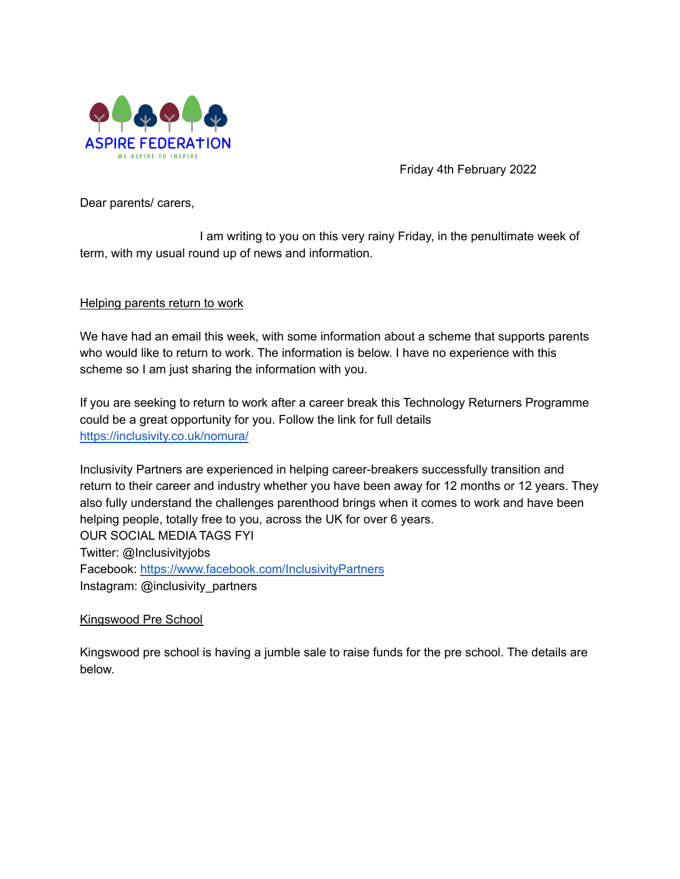ASPIRE FEDERATION

WE ASPIRE TO INSPIRE

Friday 4th February 2022

Dear parents/ carers,

I am writing to you on this very rainy Friday, in the penultimate week of term, with my usual round up of news and information.

Helping parents return to work

We have had an email this week, with some information about a scheme that supports parents who would like to return to work. The information is below. I have no experience with this scheme so I am just sharing the information with you.

If you are seeking to return to work after a career break this Technology Returners Programme could be a great opportunity for you. Follow the link for full details
https://inclusivity.co.uk/nomura/

Inclusivity Partners are experienced in helping career-breakers successfully transition and return to their career and industry whether you have been away for 12 months or 12 years. They also fully understand the challenges parenthood brings when it comes to work and have been helping people, totally free to you, across the UK for over 6 years.
OUR SOCIAL MEDIA TAGS FYI
Twitter: @Inclusivityjobs
Facebook: https://www.facebook.com/InclusivityPartners
Instagram: @inclusivity_partners

Kingswood Pre School

Kingswood pre school is having a jumble sale to raise funds for the pre school. The details are below.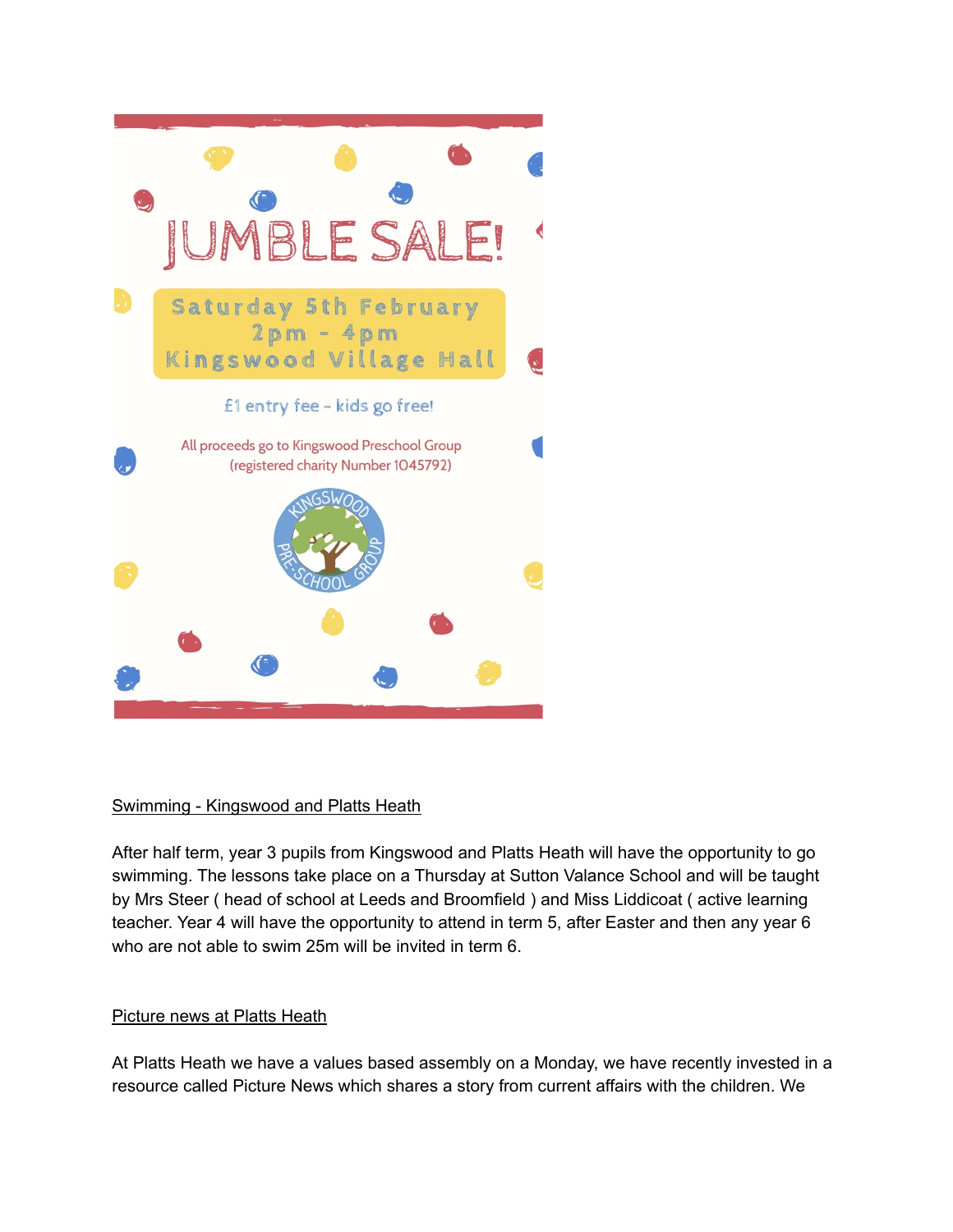# JUMBLE SALE!

**Saturday 5th February**
**2pm - 4pm**
**Kingswood Village Hall**

£1 entry fee - kids go free!

All proceeds go to Kingswood Preschool Group (registered charity Number 1045792)

KINGSWOOD PRE-SCHOOL GROUP

## Swimming - Kingswood and Platts Heath

After half term, year 3 pupils from Kingswood and Platts Heath will have the opportunity to go swimming. The lessons take place on a Thursday at Sutton Valance School and will be taught by Mrs Steer ( head of school at Leeds and Broomfield ) and Miss Liddicoat ( active learning teacher. Year 4 will have the opportunity to attend in term 5, after Easter and then any year 6 who are not able to swim 25m will be invited in term 6.

## Picture news at Platts Heath

At Platts Heath we have a values based assembly on a Monday, we have recently invested in a resource called Picture News which shares a story from current affairs with the children. We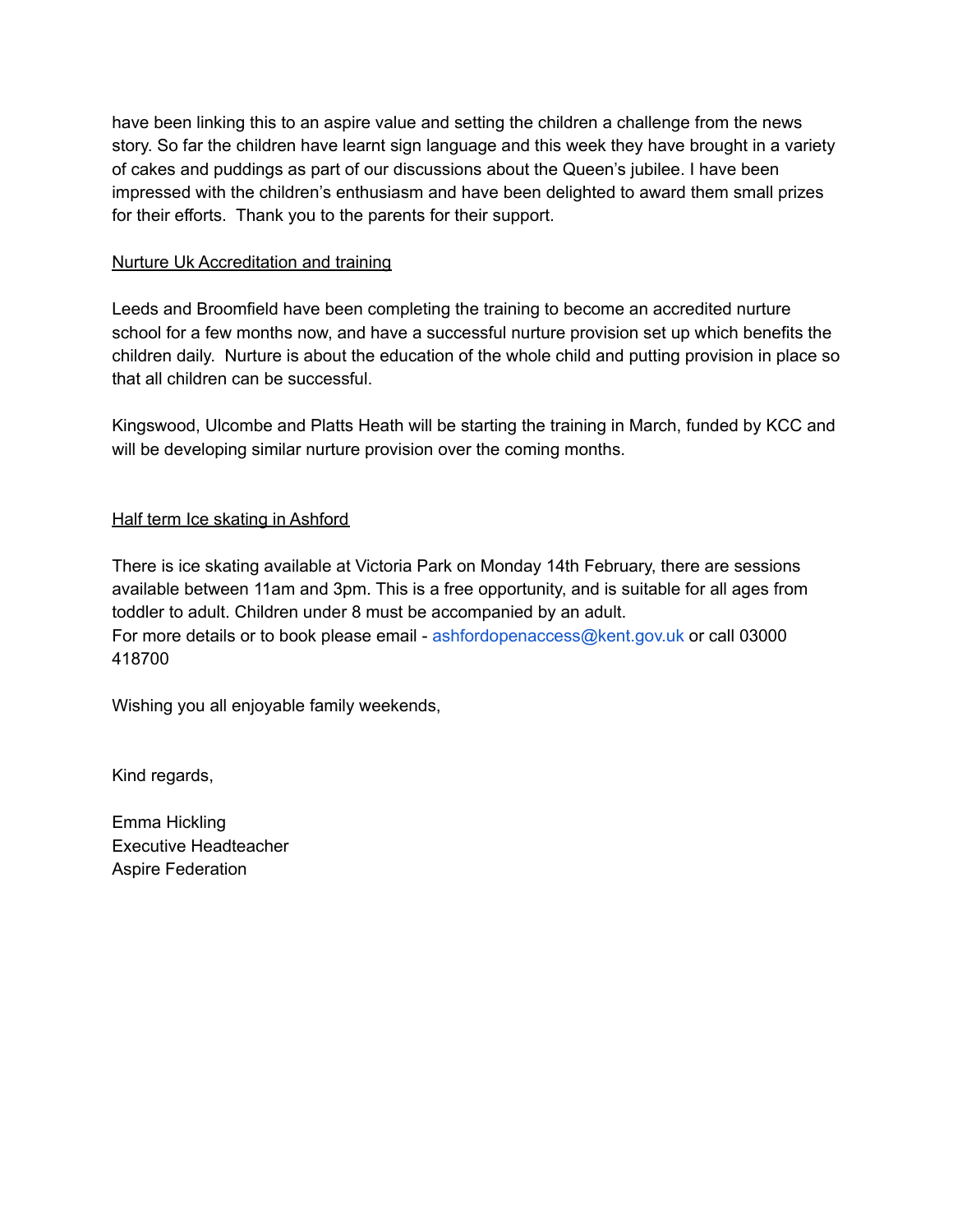have been linking this to an aspire value and setting the children a challenge from the news story. So far the children have learnt sign language and this week they have brought in a variety of cakes and puddings as part of our discussions about the Queen's jubilee. I have been impressed with the children's enthusiasm and have been delighted to award them small prizes for their efforts. Thank you to the parents for their support.

<u>Nurture Uk Accreditation and training</u>

Leeds and Broomfield have been completing the training to become an accredited nurture school for a few months now, and have a successful nurture provision set up which benefits the children daily. Nurture is about the education of the whole child and putting provision in place so that all children can be successful.

Kingswood, Ulcombe and Platts Heath will be starting the training in March, funded by KCC and will be developing similar nurture provision over the coming months.

<u>Half term Ice skating in Ashford</u>

There is ice skating available at Victoria Park on Monday 14th February, there are sessions available between 11am and 3pm. This is a free opportunity, and is suitable for all ages from toddler to adult. Children under 8 must be accompanied by an adult.
For more details or to book please email - ashfordopenaccess@kent.gov.uk or call 03000 418700

Wishing you all enjoyable family weekends,

Kind regards,

Emma Hickling
Executive Headteacher
Aspire Federation